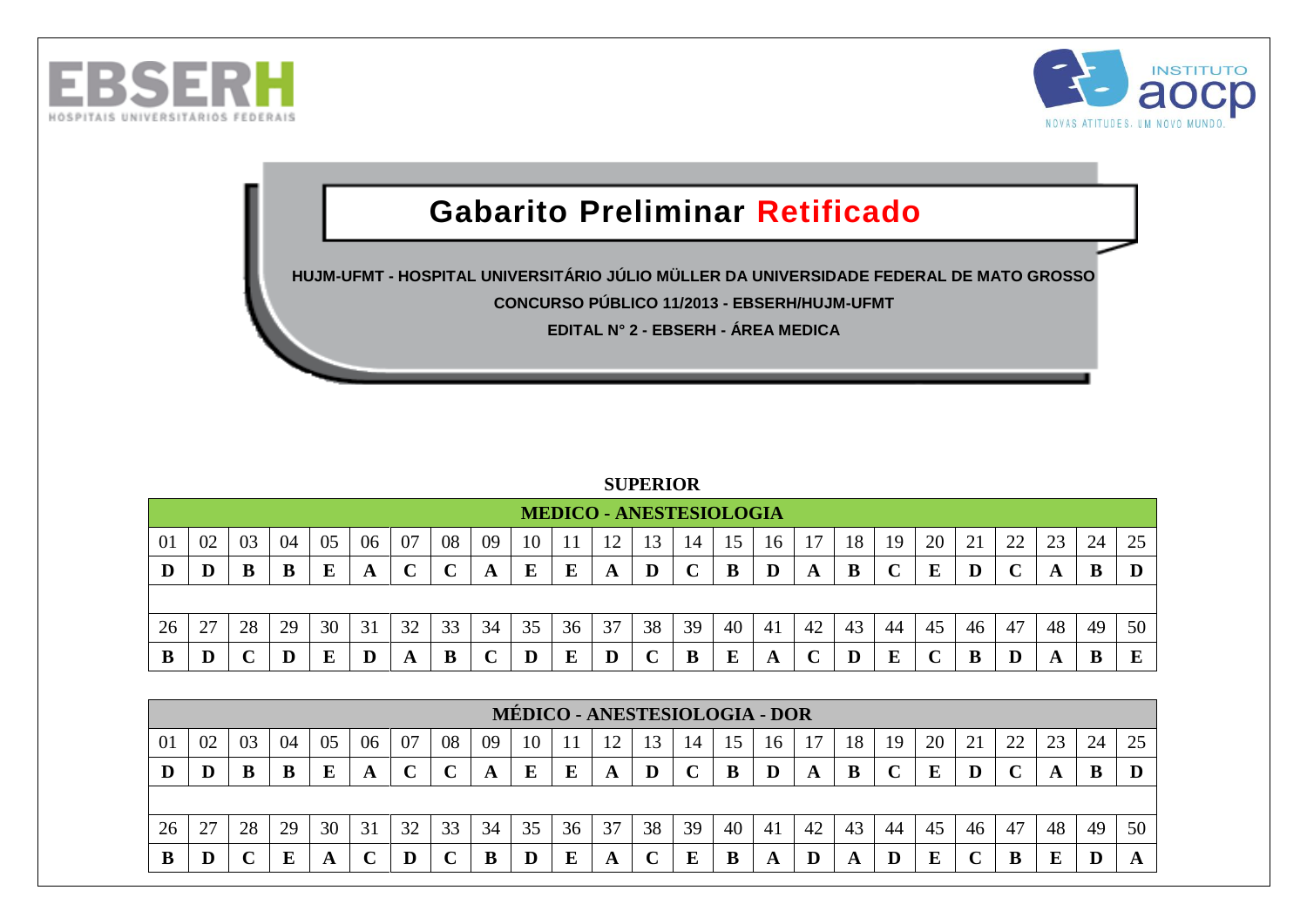EBSERH HOSPITAIS UNIVERSITÁRIOS FEDERAIS

INSTITUTO aocp NOVAS ATITUDES. UM NOVO MUNDO.

# Gabarito Preliminar Retificado

**HUJM-UFMT - HOSPITAL UNIVERSITÁRIO JÚLIO MÜLLER DA UNIVERSIDADE FEDERAL DE MATO GROSSO**

**CONCURSO PÚBLICO 11/2013 - EBSERH/HUJM-UFMT**

**EDITAL N° 2 - EBSERH - ÁREA MEDICA**

**SUPERIOR**

| MEDICO - ANESTESIOLOGIA | | | | | | | | | | | | | | | | | | | | | | | | |
|---|---|---|---|---|---|---|---|---|---|---|---|---|---|---|---|---|---|---|---|---|---|---|---|---|
| 01 | 02 | 03 | 04 | 05 | 06 | 07 | 08 | 09 | 10 | 11 | 12 | 13 | 14 | 15 | 16 | 17 | 18 | 19 | 20 | 21 | 22 | 23 | 24 | 25 |
| **D** | **D** | **B** | **B** | **E** | **A** | **C** | **C** | **A** | **E** | **E** | **A** | **D** | **C** | **B** | **D** | **A** | **B** | **C** | **E** | **D** | **C** | **A** | **B** | **D** |
| 26 | 27 | 28 | 29 | 30 | 31 | 32 | 33 | 34 | 35 | 36 | 37 | 38 | 39 | 40 | 41 | 42 | 43 | 44 | 45 | 46 | 47 | 48 | 49 | 50 |
| **B** | **D** | **C** | **D** | **E** | **D** | **A** | **B** | **C** | **D** | **E** | **D** | **C** | **B** | **E** | **A** | **C** | **D** | **E** | **C** | **B** | **D** | **A** | **B** | **E** |

| MÉDICO - ANESTESIOLOGIA - DOR | | | | | | | | | | | | | | | | | | | | | | | | |
|---|---|---|---|---|---|---|---|---|---|---|---|---|---|---|---|---|---|---|---|---|---|---|---|---|
| 01 | 02 | 03 | 04 | 05 | 06 | 07 | 08 | 09 | 10 | 11 | 12 | 13 | 14 | 15 | 16 | 17 | 18 | 19 | 20 | 21 | 22 | 23 | 24 | 25 |
| **D** | **D** | **B** | **B** | **E** | **A** | **C** | **C** | **A** | **E** | **E** | **A** | **D** | **C** | **B** | **D** | **A** | **B** | **C** | **E** | **D** | **C** | **A** | **B** | **D** |
| 26 | 27 | 28 | 29 | 30 | 31 | 32 | 33 | 34 | 35 | 36 | 37 | 38 | 39 | 40 | 41 | 42 | 43 | 44 | 45 | 46 | 47 | 48 | 49 | 50 |
| **B** | **D** | **C** | **E** | **A** | **C** | **D** | **C** | **B** | **D** | **E** | **A** | **C** | **E** | **B** | **A** | **D** | **A** | **D** | **E** | **C** | **B** | **E** | **D** | **A** |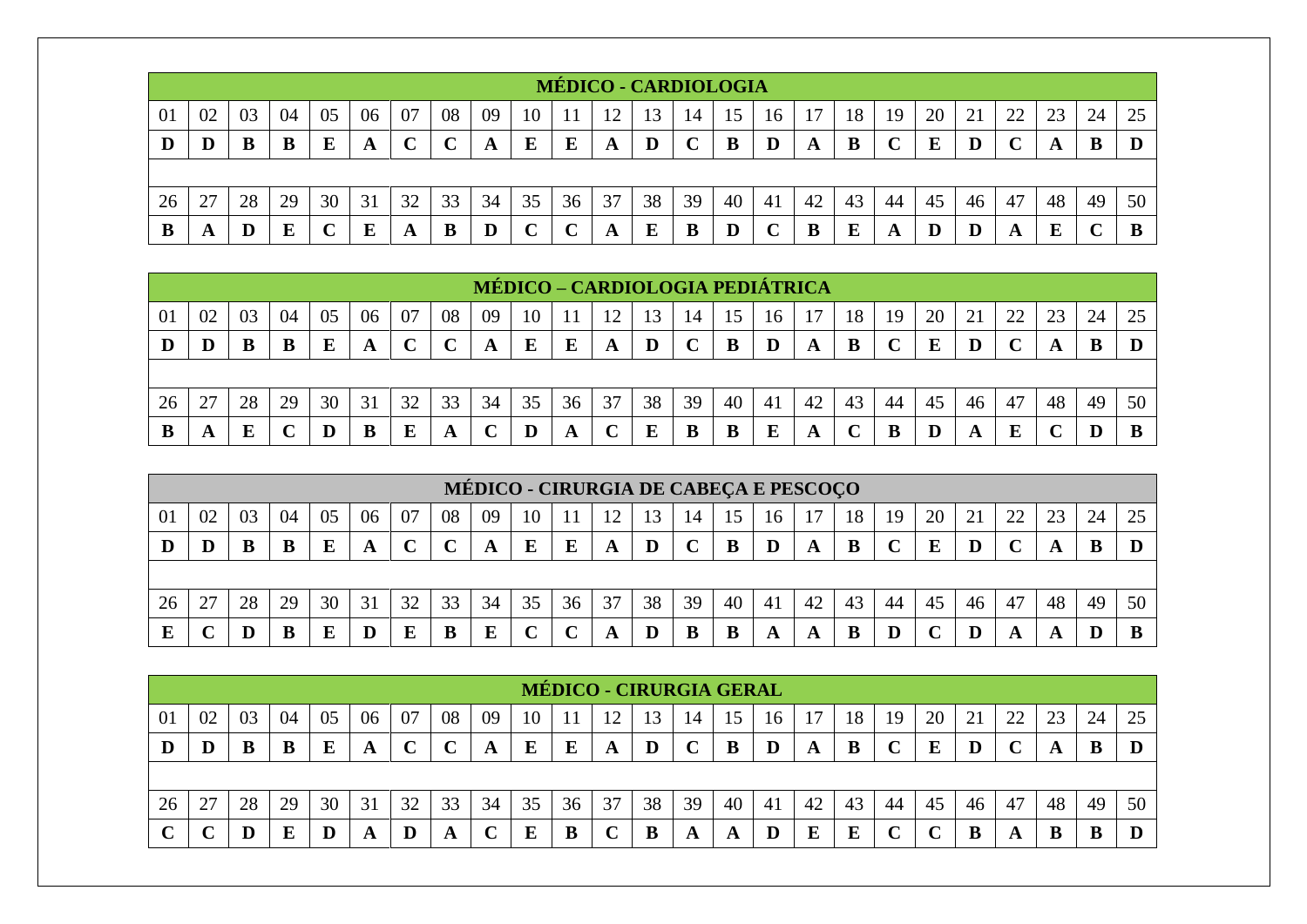| MÉDICO - CARDIOLOGIA | | | | | | | | | | | | | | | | | | | | | | | | |
|---|---|---|---|---|---|---|---|---|---|---|---|---|---|---|---|---|---|---|---|---|---|---|---|---|
| 01 | 02 | 03 | 04 | 05 | 06 | 07 | 08 | 09 | 10 | 11 | 12 | 13 | 14 | 15 | 16 | 17 | 18 | 19 | 20 | 21 | 22 | 23 | 24 | 25 |
| **D** | **D** | **B** | **B** | **E** | **A** | **C** | **C** | **A** | **E** | **E** | **A** | **D** | **C** | **B** | **D** | **A** | **B** | **C** | **E** | **D** | **C** | **A** | **B** | **D** |
| 26 | 27 | 28 | 29 | 30 | 31 | 32 | 33 | 34 | 35 | 36 | 37 | 38 | 39 | 40 | 41 | 42 | 43 | 44 | 45 | 46 | 47 | 48 | 49 | 50 |
| **B** | **A** | **D** | **E** | **C** | **E** | **A** | **B** | **D** | **C** | **C** | **A** | **E** | **B** | **D** | **C** | **B** | **E** | **A** | **D** | **D** | **A** | **E** | **C** | **B** |

| MÉDICO – CARDIOLOGIA PEDIÁTRICA | | | | | | | | | | | | | | | | | | | | | | | | |
|---|---|---|---|---|---|---|---|---|---|---|---|---|---|---|---|---|---|---|---|---|---|---|---|---|
| 01 | 02 | 03 | 04 | 05 | 06 | 07 | 08 | 09 | 10 | 11 | 12 | 13 | 14 | 15 | 16 | 17 | 18 | 19 | 20 | 21 | 22 | 23 | 24 | 25 |
| **D** | **D** | **B** | **B** | **E** | **A** | **C** | **C** | **A** | **E** | **E** | **A** | **D** | **C** | **B** | **D** | **A** | **B** | **C** | **E** | **D** | **C** | **A** | **B** | **D** |
| 26 | 27 | 28 | 29 | 30 | 31 | 32 | 33 | 34 | 35 | 36 | 37 | 38 | 39 | 40 | 41 | 42 | 43 | 44 | 45 | 46 | 47 | 48 | 49 | 50 |
| **B** | **A** | **E** | **C** | **D** | **B** | **E** | **A** | **C** | **D** | **A** | **C** | **E** | **B** | **B** | **E** | **A** | **C** | **B** | **D** | **A** | **E** | **C** | **D** | **B** |

| MÉDICO - CIRURGIA DE CABEÇA E PESCOÇO | | | | | | | | | | | | | | | | | | | | | | | | |
|---|---|---|---|---|---|---|---|---|---|---|---|---|---|---|---|---|---|---|---|---|---|---|---|---|
| 01 | 02 | 03 | 04 | 05 | 06 | 07 | 08 | 09 | 10 | 11 | 12 | 13 | 14 | 15 | 16 | 17 | 18 | 19 | 20 | 21 | 22 | 23 | 24 | 25 |
| **D** | **D** | **B** | **B** | **E** | **A** | **C** | **C** | **A** | **E** | **E** | **A** | **D** | **C** | **B** | **D** | **A** | **B** | **C** | **E** | **D** | **C** | **A** | **B** | **D** |
| 26 | 27 | 28 | 29 | 30 | 31 | 32 | 33 | 34 | 35 | 36 | 37 | 38 | 39 | 40 | 41 | 42 | 43 | 44 | 45 | 46 | 47 | 48 | 49 | 50 |
| **E** | **C** | **D** | **B** | **E** | **D** | **E** | **B** | **E** | **C** | **C** | **A** | **D** | **B** | **B** | **A** | **A** | **B** | **D** | **C** | **D** | **A** | **A** | **D** | **B** |

| MÉDICO - CIRURGIA GERAL | | | | | | | | | | | | | | | | | | | | | | | | |
|---|---|---|---|---|---|---|---|---|---|---|---|---|---|---|---|---|---|---|---|---|---|---|---|---|
| 01 | 02 | 03 | 04 | 05 | 06 | 07 | 08 | 09 | 10 | 11 | 12 | 13 | 14 | 15 | 16 | 17 | 18 | 19 | 20 | 21 | 22 | 23 | 24 | 25 |
| **D** | **D** | **B** | **B** | **E** | **A** | **C** | **C** | **A** | **E** | **E** | **A** | **D** | **C** | **B** | **D** | **A** | **B** | **C** | **E** | **D** | **C** | **A** | **B** | **D** |
| 26 | 27 | 28 | 29 | 30 | 31 | 32 | 33 | 34 | 35 | 36 | 37 | 38 | 39 | 40 | 41 | 42 | 43 | 44 | 45 | 46 | 47 | 48 | 49 | 50 |
| **C** | **C** | **D** | **E** | **D** | **A** | **D** | **A** | **C** | **E** | **B** | **C** | **B** | **A** | **A** | **D** | **E** | **E** | **C** | **C** | **B** | **A** | **B** | **B** | **D** |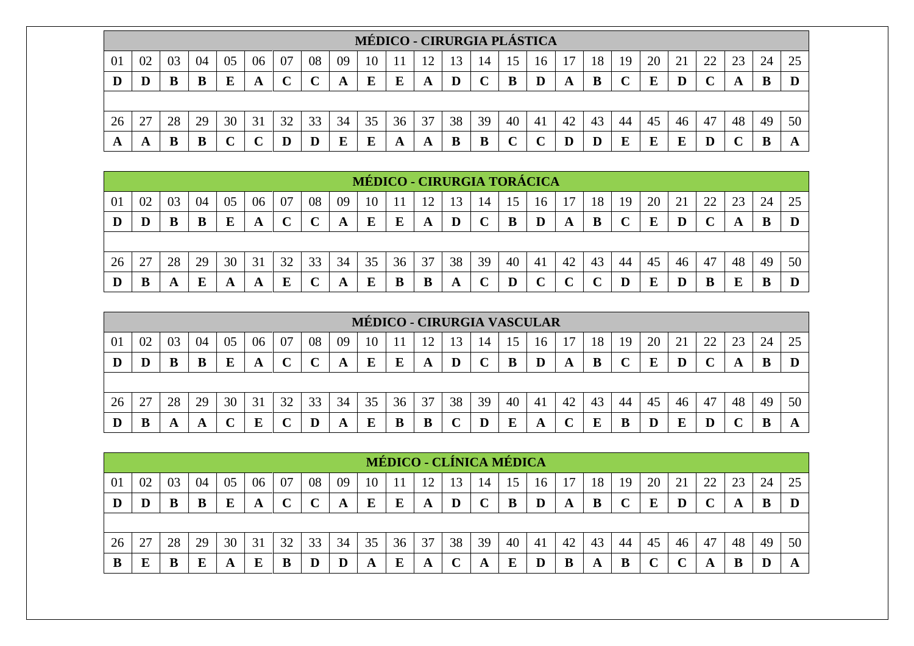| MÉDICO - CIRURGIA PLÁSTICA | | | | | | | | | | | | | | | | | | | | | | | | |
|---|---|---|---|---|---|---|---|---|---|---|---|---|---|---|---|---|---|---|---|---|---|---|---|---|
| 01 | 02 | 03 | 04 | 05 | 06 | 07 | 08 | 09 | 10 | 11 | 12 | 13 | 14 | 15 | 16 | 17 | 18 | 19 | 20 | 21 | 22 | 23 | 24 | 25 |
| **D** | **D** | **B** | **B** | **E** | **A** | **C** | **C** | **A** | **E** | **E** | **A** | **D** | **C** | **B** | **D** | **A** | **B** | **C** | **E** | **D** | **C** | **A** | **B** | **D** |
| 26 | 27 | 28 | 29 | 30 | 31 | 32 | 33 | 34 | 35 | 36 | 37 | 38 | 39 | 40 | 41 | 42 | 43 | 44 | 45 | 46 | 47 | 48 | 49 | 50 |
| **A** | **A** | **B** | **B** | **C** | **C** | **D** | **D** | **E** | **E** | **A** | **A** | **B** | **B** | **C** | **C** | **D** | **D** | **E** | **E** | **E** | **D** | **C** | **B** | **A** |

| MÉDICO - CIRURGIA TORÁCICA | | | | | | | | | | | | | | | | | | | | | | | | |
|---|---|---|---|---|---|---|---|---|---|---|---|---|---|---|---|---|---|---|---|---|---|---|---|---|
| 01 | 02 | 03 | 04 | 05 | 06 | 07 | 08 | 09 | 10 | 11 | 12 | 13 | 14 | 15 | 16 | 17 | 18 | 19 | 20 | 21 | 22 | 23 | 24 | 25 |
| **D** | **D** | **B** | **B** | **E** | **A** | **C** | **C** | **A** | **E** | **E** | **A** | **D** | **C** | **B** | **D** | **A** | **B** | **C** | **E** | **D** | **C** | **A** | **B** | **D** |
| 26 | 27 | 28 | 29 | 30 | 31 | 32 | 33 | 34 | 35 | 36 | 37 | 38 | 39 | 40 | 41 | 42 | 43 | 44 | 45 | 46 | 47 | 48 | 49 | 50 |
| **D** | **B** | **A** | **E** | **A** | **A** | **E** | **C** | **A** | **E** | **B** | **B** | **A** | **C** | **D** | **C** | **C** | **C** | **D** | **E** | **D** | **B** | **E** | **B** | **D** |

| MÉDICO - CIRURGIA VASCULAR | | | | | | | | | | | | | | | | | | | | | | | | |
|---|---|---|---|---|---|---|---|---|---|---|---|---|---|---|---|---|---|---|---|---|---|---|---|---|
| 01 | 02 | 03 | 04 | 05 | 06 | 07 | 08 | 09 | 10 | 11 | 12 | 13 | 14 | 15 | 16 | 17 | 18 | 19 | 20 | 21 | 22 | 23 | 24 | 25 |
| **D** | **D** | **B** | **B** | **E** | **A** | **C** | **C** | **A** | **E** | **E** | **A** | **D** | **C** | **B** | **D** | **A** | **B** | **C** | **E** | **D** | **C** | **A** | **B** | **D** |
| 26 | 27 | 28 | 29 | 30 | 31 | 32 | 33 | 34 | 35 | 36 | 37 | 38 | 39 | 40 | 41 | 42 | 43 | 44 | 45 | 46 | 47 | 48 | 49 | 50 |
| **D** | **B** | **A** | **A** | **C** | **E** | **C** | **D** | **A** | **E** | **B** | **B** | **C** | **D** | **E** | **A** | **C** | **E** | **B** | **D** | **E** | **D** | **C** | **B** | **A** |

| MÉDICO - CLÍNICA MÉDICA | | | | | | | | | | | | | | | | | | | | | | | | |
|---|---|---|---|---|---|---|---|---|---|---|---|---|---|---|---|---|---|---|---|---|---|---|---|---|
| 01 | 02 | 03 | 04 | 05 | 06 | 07 | 08 | 09 | 10 | 11 | 12 | 13 | 14 | 15 | 16 | 17 | 18 | 19 | 20 | 21 | 22 | 23 | 24 | 25 |
| **D** | **D** | **B** | **B** | **E** | **A** | **C** | **C** | **A** | **E** | **E** | **A** | **D** | **C** | **B** | **D** | **A** | **B** | **C** | **E** | **D** | **C** | **A** | **B** | **D** |
| 26 | 27 | 28 | 29 | 30 | 31 | 32 | 33 | 34 | 35 | 36 | 37 | 38 | 39 | 40 | 41 | 42 | 43 | 44 | 45 | 46 | 47 | 48 | 49 | 50 |
| **B** | **E** | **B** | **E** | **A** | **E** | **B** | **D** | **D** | **A** | **E** | **A** | **C** | **A** | **E** | **D** | **B** | **A** | **B** | **C** | **C** | **A** | **B** | **D** | **A** |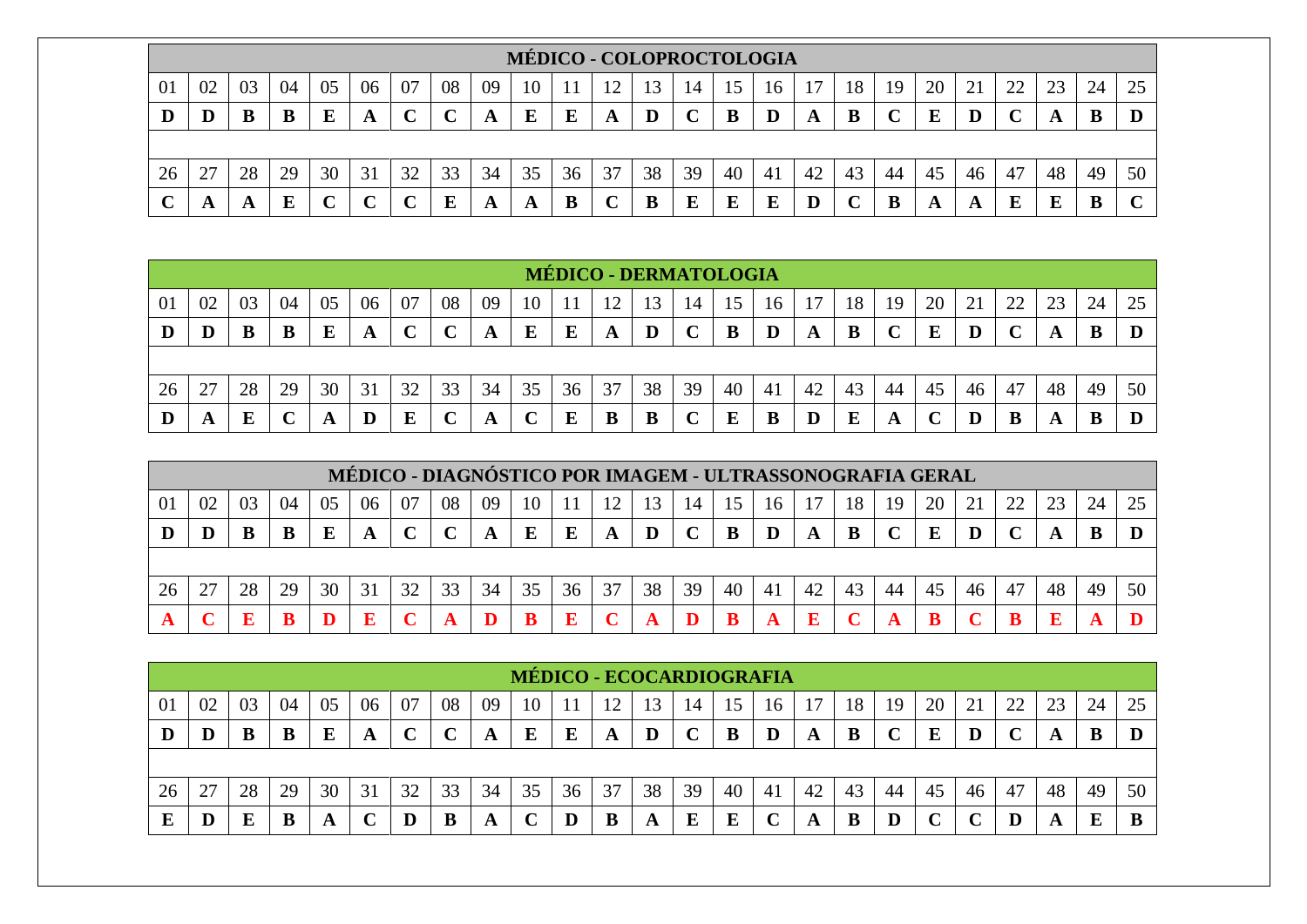| MÉDICO - COLOPROCTOLOGIA | | | | | | | | | | | | | | | | | | | | | | | | |
|---|---|---|---|---|---|---|---|---|---|---|---|---|---|---|---|---|---|---|---|---|---|---|---|---|
| 01 | 02 | 03 | 04 | 05 | 06 | 07 | 08 | 09 | 10 | 11 | 12 | 13 | 14 | 15 | 16 | 17 | 18 | 19 | 20 | 21 | 22 | 23 | 24 | 25 |
| **D** | **D** | **B** | **B** | **E** | **A** | **C** | **C** | **A** | **E** | **E** | **A** | **D** | **C** | **B** | **D** | **A** | **B** | **C** | **E** | **D** | **C** | **A** | **B** | **D** |
| 26 | 27 | 28 | 29 | 30 | 31 | 32 | 33 | 34 | 35 | 36 | 37 | 38 | 39 | 40 | 41 | 42 | 43 | 44 | 45 | 46 | 47 | 48 | 49 | 50 |
| **C** | **A** | **A** | **E** | **C** | **C** | **C** | **E** | **A** | **A** | **B** | **C** | **B** | **E** | **E** | **E** | **D** | **C** | **B** | **A** | **A** | **E** | **E** | **B** | **C** |

| MÉDICO - DERMATOLOGIA | | | | | | | | | | | | | | | | | | | | | | | | |
|---|---|---|---|---|---|---|---|---|---|---|---|---|---|---|---|---|---|---|---|---|---|---|---|---|
| 01 | 02 | 03 | 04 | 05 | 06 | 07 | 08 | 09 | 10 | 11 | 12 | 13 | 14 | 15 | 16 | 17 | 18 | 19 | 20 | 21 | 22 | 23 | 24 | 25 |
| **D** | **D** | **B** | **B** | **E** | **A** | **C** | **C** | **A** | **E** | **E** | **A** | **D** | **C** | **B** | **D** | **A** | **B** | **C** | **E** | **D** | **C** | **A** | **B** | **D** |
| 26 | 27 | 28 | 29 | 30 | 31 | 32 | 33 | 34 | 35 | 36 | 37 | 38 | 39 | 40 | 41 | 42 | 43 | 44 | 45 | 46 | 47 | 48 | 49 | 50 |
| **D** | **A** | **E** | **C** | **A** | **D** | **E** | **C** | **A** | **C** | **E** | **B** | **B** | **C** | **E** | **B** | **D** | **E** | **A** | **C** | **D** | **B** | **A** | **B** | **D** |

| MÉDICO - DIAGNÓSTICO POR IMAGEM - ULTRASSONOGRAFIA GERAL | | | | | | | | | | | | | | | | | | | | | | | | |
|---|---|---|---|---|---|---|---|---|---|---|---|---|---|---|---|---|---|---|---|---|---|---|---|---|
| 01 | 02 | 03 | 04 | 05 | 06 | 07 | 08 | 09 | 10 | 11 | 12 | 13 | 14 | 15 | 16 | 17 | 18 | 19 | 20 | 21 | 22 | 23 | 24 | 25 |
| **D** | **D** | **B** | **B** | **E** | **A** | **C** | **C** | **A** | **E** | **E** | **A** | **D** | **C** | **B** | **D** | **A** | **B** | **C** | **E** | **D** | **C** | **A** | **B** | **D** |
| 26 | 27 | 28 | 29 | 30 | 31 | 32 | 33 | 34 | 35 | 36 | 37 | 38 | 39 | 40 | 41 | 42 | 43 | 44 | 45 | 46 | 47 | 48 | 49 | 50 |
| **A** | **C** | **E** | **B** | **D** | **E** | **C** | **A** | **D** | **B** | **E** | **C** | **A** | **D** | **B** | **A** | **E** | **C** | **A** | **B** | **C** | **B** | **E** | **A** | **D** |

| MÉDICO - ECOCARDIOGRAFIA | | | | | | | | | | | | | | | | | | | | | | | | |
|---|---|---|---|---|---|---|---|---|---|---|---|---|---|---|---|---|---|---|---|---|---|---|---|---|
| 01 | 02 | 03 | 04 | 05 | 06 | 07 | 08 | 09 | 10 | 11 | 12 | 13 | 14 | 15 | 16 | 17 | 18 | 19 | 20 | 21 | 22 | 23 | 24 | 25 |
| **D** | **D** | **B** | **B** | **E** | **A** | **C** | **C** | **A** | **E** | **E** | **A** | **D** | **C** | **B** | **D** | **A** | **B** | **C** | **E** | **D** | **C** | **A** | **B** | **D** |
| 26 | 27 | 28 | 29 | 30 | 31 | 32 | 33 | 34 | 35 | 36 | 37 | 38 | 39 | 40 | 41 | 42 | 43 | 44 | 45 | 46 | 47 | 48 | 49 | 50 |
| **E** | **D** | **E** | **B** | **A** | **C** | **D** | **B** | **A** | **C** | **D** | **B** | **A** | **E** | **E** | **C** | **A** | **B** | **D** | **C** | **C** | **D** | **A** | **E** | **B** |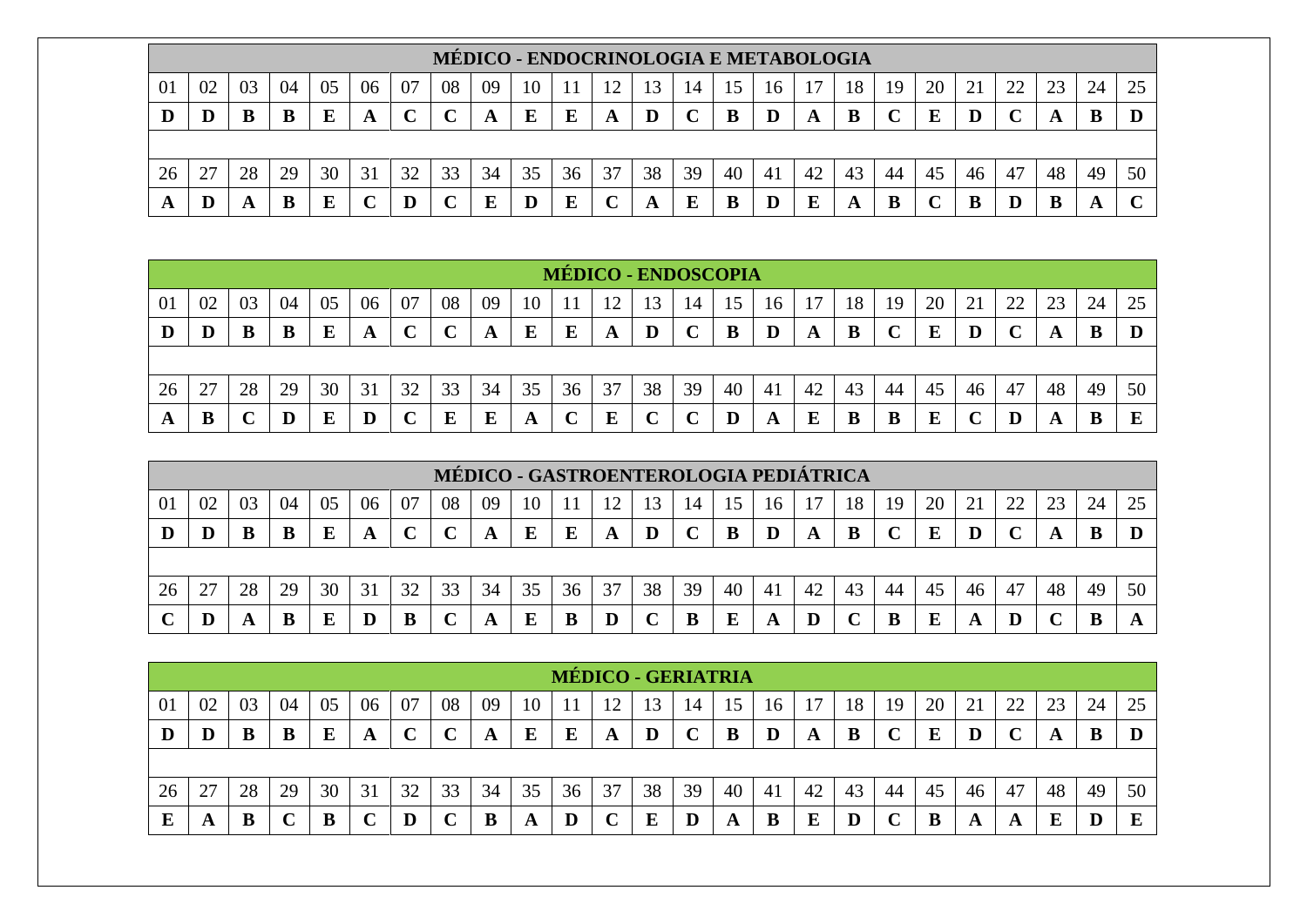## MÉDICO - ENDOCRINOLOGIA E METABOLOGIA

| 01 | 02 | 03 | 04 | 05 | 06 | 07 | 08 | 09 | 10 | 11 | 12 | 13 | 14 | 15 | 16 | 17 | 18 | 19 | 20 | 21 | 22 | 23 | 24 | 25 |
|---|---|---|---|---|---|---|---|---|---|---|---|---|---|---|---|---|---|---|---|---|---|---|---|---|
| **D** | **D** | **B** | **B** | **E** | **A** | **C** | **C** | **A** | **E** | **E** | **A** | **D** | **C** | **B** | **D** | **A** | **B** | **C** | **E** | **D** | **C** | **A** | **B** | **D** |

| 26 | 27 | 28 | 29 | 30 | 31 | 32 | 33 | 34 | 35 | 36 | 37 | 38 | 39 | 40 | 41 | 42 | 43 | 44 | 45 | 46 | 47 | 48 | 49 | 50 |
|---|---|---|---|---|---|---|---|---|---|---|---|---|---|---|---|---|---|---|---|---|---|---|---|---|
| **A** | **D** | **A** | **B** | **E** | **C** | **D** | **C** | **E** | **D** | **E** | **C** | **A** | **E** | **B** | **D** | **E** | **A** | **B** | **C** | **B** | **D** | **B** | **A** | **C** |

## MÉDICO - ENDOSCOPIA

| 01 | 02 | 03 | 04 | 05 | 06 | 07 | 08 | 09 | 10 | 11 | 12 | 13 | 14 | 15 | 16 | 17 | 18 | 19 | 20 | 21 | 22 | 23 | 24 | 25 |
|---|---|---|---|---|---|---|---|---|---|---|---|---|---|---|---|---|---|---|---|---|---|---|---|---|
| **D** | **D** | **B** | **B** | **E** | **A** | **C** | **C** | **A** | **E** | **E** | **A** | **D** | **C** | **B** | **D** | **A** | **B** | **C** | **E** | **D** | **C** | **A** | **B** | **D** |

| 26 | 27 | 28 | 29 | 30 | 31 | 32 | 33 | 34 | 35 | 36 | 37 | 38 | 39 | 40 | 41 | 42 | 43 | 44 | 45 | 46 | 47 | 48 | 49 | 50 |
|---|---|---|---|---|---|---|---|---|---|---|---|---|---|---|---|---|---|---|---|---|---|---|---|---|
| **A** | **B** | **C** | **D** | **E** | **D** | **C** | **E** | **E** | **A** | **C** | **E** | **C** | **C** | **D** | **A** | **E** | **B** | **B** | **E** | **C** | **D** | **A** | **B** | **E** |

## MÉDICO - GASTROENTEROLOGIA PEDIÁTRICA

| 01 | 02 | 03 | 04 | 05 | 06 | 07 | 08 | 09 | 10 | 11 | 12 | 13 | 14 | 15 | 16 | 17 | 18 | 19 | 20 | 21 | 22 | 23 | 24 | 25 |
|---|---|---|---|---|---|---|---|---|---|---|---|---|---|---|---|---|---|---|---|---|---|---|---|---|
| **D** | **D** | **B** | **B** | **E** | **A** | **C** | **C** | **A** | **E** | **E** | **A** | **D** | **C** | **B** | **D** | **A** | **B** | **C** | **E** | **D** | **C** | **A** | **B** | **D** |

| 26 | 27 | 28 | 29 | 30 | 31 | 32 | 33 | 34 | 35 | 36 | 37 | 38 | 39 | 40 | 41 | 42 | 43 | 44 | 45 | 46 | 47 | 48 | 49 | 50 |
|---|---|---|---|---|---|---|---|---|---|---|---|---|---|---|---|---|---|---|---|---|---|---|---|---|
| **C** | **D** | **A** | **B** | **E** | **D** | **B** | **C** | **A** | **E** | **B** | **D** | **C** | **B** | **E** | **A** | **D** | **C** | **B** | **E** | **A** | **D** | **C** | **B** | **A** |

## MÉDICO - GERIATRIA

| 01 | 02 | 03 | 04 | 05 | 06 | 07 | 08 | 09 | 10 | 11 | 12 | 13 | 14 | 15 | 16 | 17 | 18 | 19 | 20 | 21 | 22 | 23 | 24 | 25 |
|---|---|---|---|---|---|---|---|---|---|---|---|---|---|---|---|---|---|---|---|---|---|---|---|---|
| **D** | **D** | **B** | **B** | **E** | **A** | **C** | **C** | **A** | **E** | **E** | **A** | **D** | **C** | **B** | **D** | **A** | **B** | **C** | **E** | **D** | **C** | **A** | **B** | **D** |

| 26 | 27 | 28 | 29 | 30 | 31 | 32 | 33 | 34 | 35 | 36 | 37 | 38 | 39 | 40 | 41 | 42 | 43 | 44 | 45 | 46 | 47 | 48 | 49 | 50 |
|---|---|---|---|---|---|---|---|---|---|---|---|---|---|---|---|---|---|---|---|---|---|---|---|---|
| **E** | **A** | **B** | **C** | **B** | **C** | **D** | **C** | **B** | **A** | **D** | **C** | **E** | **D** | **A** | **B** | **E** | **D** | **C** | **B** | **A** | **A** | **E** | **D** | **E** |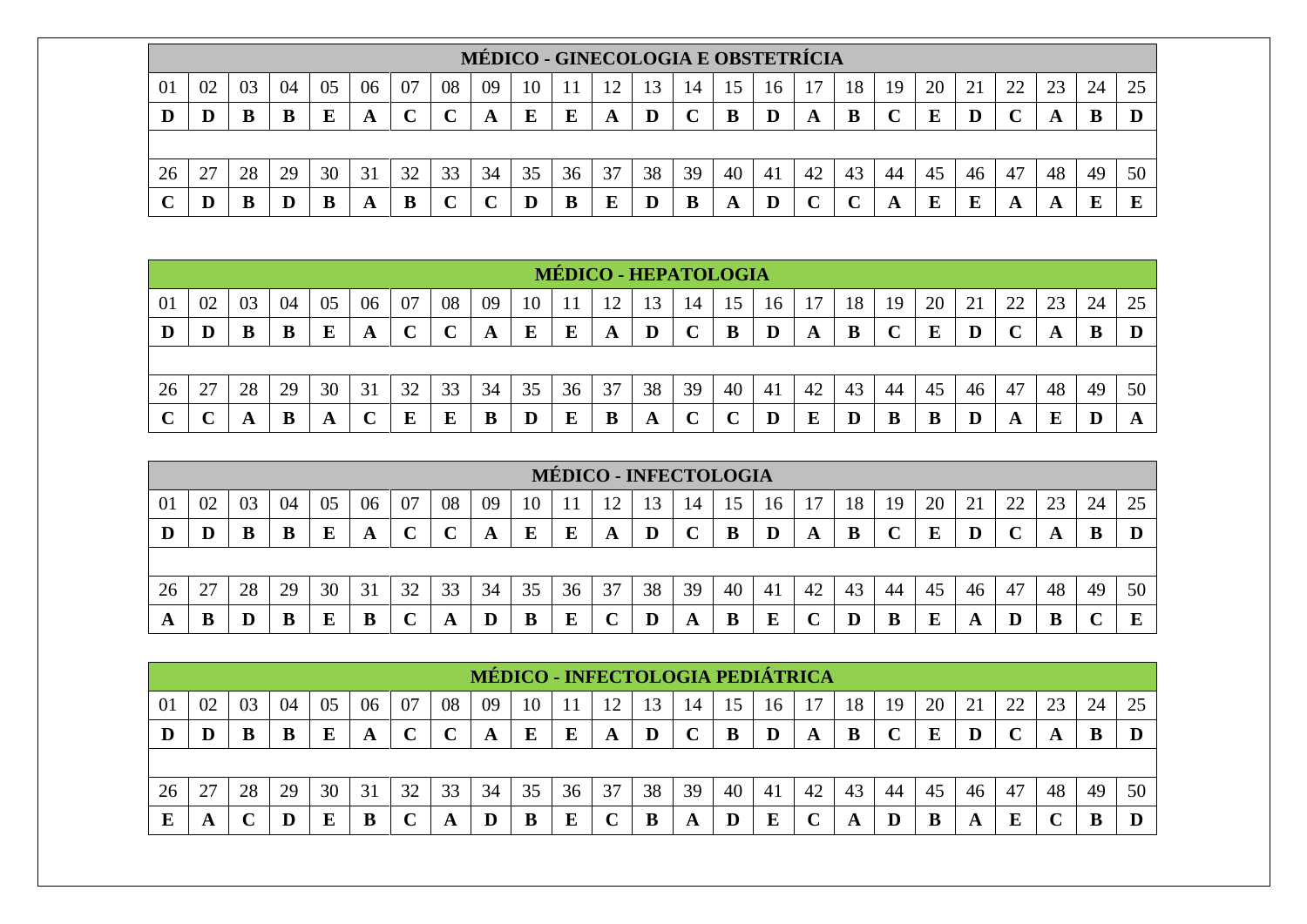| MÉDICO - GINECOLOGIA E OBSTETRÍCIA | | | | | | | | | | | | | | | | | | | | | | | | |
|---|---|---|---|---|---|---|---|---|---|---|---|---|---|---|---|---|---|---|---|---|---|---|---|---|
| 01 | 02 | 03 | 04 | 05 | 06 | 07 | 08 | 09 | 10 | 11 | 12 | 13 | 14 | 15 | 16 | 17 | 18 | 19 | 20 | 21 | 22 | 23 | 24 | 25 |
| **D** | **D** | **B** | **B** | **E** | **A** | **C** | **C** | **A** | **E** | **E** | **A** | **D** | **C** | **B** | **D** | **A** | **B** | **C** | **E** | **D** | **C** | **A** | **B** | **D** |
| 26 | 27 | 28 | 29 | 30 | 31 | 32 | 33 | 34 | 35 | 36 | 37 | 38 | 39 | 40 | 41 | 42 | 43 | 44 | 45 | 46 | 47 | 48 | 49 | 50 |
| **C** | **D** | **B** | **D** | **B** | **A** | **B** | **C** | **C** | **D** | **B** | **E** | **D** | **B** | **A** | **D** | **C** | **C** | **A** | **E** | **E** | **A** | **A** | **E** | **E** |

| MÉDICO - HEPATOLOGIA | | | | | | | | | | | | | | | | | | | | | | | | |
|---|---|---|---|---|---|---|---|---|---|---|---|---|---|---|---|---|---|---|---|---|---|---|---|---|
| 01 | 02 | 03 | 04 | 05 | 06 | 07 | 08 | 09 | 10 | 11 | 12 | 13 | 14 | 15 | 16 | 17 | 18 | 19 | 20 | 21 | 22 | 23 | 24 | 25 |
| **D** | **D** | **B** | **B** | **E** | **A** | **C** | **C** | **A** | **E** | **E** | **A** | **D** | **C** | **B** | **D** | **A** | **B** | **C** | **E** | **D** | **C** | **A** | **B** | **D** |
| 26 | 27 | 28 | 29 | 30 | 31 | 32 | 33 | 34 | 35 | 36 | 37 | 38 | 39 | 40 | 41 | 42 | 43 | 44 | 45 | 46 | 47 | 48 | 49 | 50 |
| **C** | **C** | **A** | **B** | **A** | **C** | **E** | **E** | **B** | **D** | **E** | **B** | **A** | **C** | **C** | **D** | **E** | **D** | **B** | **B** | **D** | **A** | **E** | **D** | **A** |

| MÉDICO - INFECTOLOGIA | | | | | | | | | | | | | | | | | | | | | | | | |
|---|---|---|---|---|---|---|---|---|---|---|---|---|---|---|---|---|---|---|---|---|---|---|---|---|
| 01 | 02 | 03 | 04 | 05 | 06 | 07 | 08 | 09 | 10 | 11 | 12 | 13 | 14 | 15 | 16 | 17 | 18 | 19 | 20 | 21 | 22 | 23 | 24 | 25 |
| **D** | **D** | **B** | **B** | **E** | **A** | **C** | **C** | **A** | **E** | **E** | **A** | **D** | **C** | **B** | **D** | **A** | **B** | **C** | **E** | **D** | **C** | **A** | **B** | **D** |
| 26 | 27 | 28 | 29 | 30 | 31 | 32 | 33 | 34 | 35 | 36 | 37 | 38 | 39 | 40 | 41 | 42 | 43 | 44 | 45 | 46 | 47 | 48 | 49 | 50 |
| **A** | **B** | **D** | **B** | **E** | **B** | **C** | **A** | **D** | **B** | **E** | **C** | **D** | **A** | **B** | **E** | **C** | **D** | **B** | **E** | **A** | **D** | **B** | **C** | **E** |

| MÉDICO - INFECTOLOGIA PEDIÁTRICA | | | | | | | | | | | | | | | | | | | | | | | | |
|---|---|---|---|---|---|---|---|---|---|---|---|---|---|---|---|---|---|---|---|---|---|---|---|---|
| 01 | 02 | 03 | 04 | 05 | 06 | 07 | 08 | 09 | 10 | 11 | 12 | 13 | 14 | 15 | 16 | 17 | 18 | 19 | 20 | 21 | 22 | 23 | 24 | 25 |
| **D** | **D** | **B** | **B** | **E** | **A** | **C** | **C** | **A** | **E** | **E** | **A** | **D** | **C** | **B** | **D** | **A** | **B** | **C** | **E** | **D** | **C** | **A** | **B** | **D** |
| 26 | 27 | 28 | 29 | 30 | 31 | 32 | 33 | 34 | 35 | 36 | 37 | 38 | 39 | 40 | 41 | 42 | 43 | 44 | 45 | 46 | 47 | 48 | 49 | 50 |
| **E** | **A** | **C** | **D** | **E** | **B** | **C** | **A** | **D** | **B** | **E** | **C** | **B** | **A** | **D** | **E** | **C** | **A** | **D** | **B** | **A** | **E** | **C** | **B** | **D** |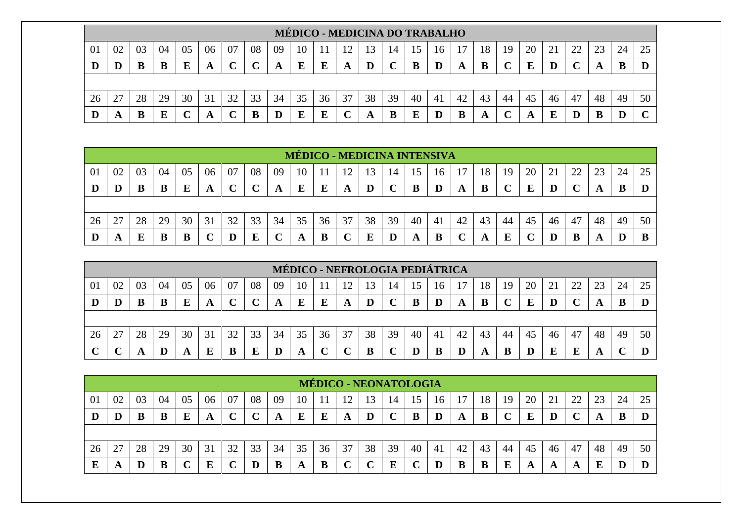| MÉDICO - MEDICINA DO TRABALHO | | | | | | | | | | | | | | | | | | | | | | | | |
|---|---|---|---|---|---|---|---|---|---|---|---|---|---|---|---|---|---|---|---|---|---|---|---|---|
| 01 | 02 | 03 | 04 | 05 | 06 | 07 | 08 | 09 | 10 | 11 | 12 | 13 | 14 | 15 | 16 | 17 | 18 | 19 | 20 | 21 | 22 | 23 | 24 | 25 |
| **D** | **D** | **B** | **B** | **E** | **A** | **C** | **C** | **A** | **E** | **E** | **A** | **D** | **C** | **B** | **D** | **A** | **B** | **C** | **E** | **D** | **C** | **A** | **B** | **D** |
| 26 | 27 | 28 | 29 | 30 | 31 | 32 | 33 | 34 | 35 | 36 | 37 | 38 | 39 | 40 | 41 | 42 | 43 | 44 | 45 | 46 | 47 | 48 | 49 | 50 |
| **D** | **A** | **B** | **E** | **C** | **A** | **C** | **B** | **D** | **E** | **E** | **C** | **A** | **B** | **E** | **D** | **B** | **A** | **C** | **A** | **E** | **D** | **B** | **D** | **C** |

| MÉDICO - MEDICINA INTENSIVA | | | | | | | | | | | | | | | | | | | | | | | | |
|---|---|---|---|---|---|---|---|---|---|---|---|---|---|---|---|---|---|---|---|---|---|---|---|---|
| 01 | 02 | 03 | 04 | 05 | 06 | 07 | 08 | 09 | 10 | 11 | 12 | 13 | 14 | 15 | 16 | 17 | 18 | 19 | 20 | 21 | 22 | 23 | 24 | 25 |
| **D** | **D** | **B** | **B** | **E** | **A** | **C** | **C** | **A** | **E** | **E** | **A** | **D** | **C** | **B** | **D** | **A** | **B** | **C** | **E** | **D** | **C** | **A** | **B** | **D** |
| 26 | 27 | 28 | 29 | 30 | 31 | 32 | 33 | 34 | 35 | 36 | 37 | 38 | 39 | 40 | 41 | 42 | 43 | 44 | 45 | 46 | 47 | 48 | 49 | 50 |
| **D** | **A** | **E** | **B** | **B** | **C** | **D** | **E** | **C** | **A** | **B** | **C** | **E** | **D** | **A** | **B** | **C** | **A** | **E** | **C** | **D** | **B** | **A** | **D** | **B** |

| MÉDICO - NEFROLOGIA PEDIÁTRICA | | | | | | | | | | | | | | | | | | | | | | | | |
|---|---|---|---|---|---|---|---|---|---|---|---|---|---|---|---|---|---|---|---|---|---|---|---|---|
| 01 | 02 | 03 | 04 | 05 | 06 | 07 | 08 | 09 | 10 | 11 | 12 | 13 | 14 | 15 | 16 | 17 | 18 | 19 | 20 | 21 | 22 | 23 | 24 | 25 |
| **D** | **D** | **B** | **B** | **E** | **A** | **C** | **C** | **A** | **E** | **E** | **A** | **D** | **C** | **B** | **D** | **A** | **B** | **C** | **E** | **D** | **C** | **A** | **B** | **D** |
| 26 | 27 | 28 | 29 | 30 | 31 | 32 | 33 | 34 | 35 | 36 | 37 | 38 | 39 | 40 | 41 | 42 | 43 | 44 | 45 | 46 | 47 | 48 | 49 | 50 |
| **C** | **C** | **A** | **D** | **A** | **E** | **B** | **E** | **D** | **A** | **C** | **C** | **B** | **C** | **D** | **B** | **D** | **A** | **B** | **D** | **E** | **E** | **A** | **C** | **D** |

| MÉDICO - NEONATOLOGIA | | | | | | | | | | | | | | | | | | | | | | | | |
|---|---|---|---|---|---|---|---|---|---|---|---|---|---|---|---|---|---|---|---|---|---|---|---|---|
| 01 | 02 | 03 | 04 | 05 | 06 | 07 | 08 | 09 | 10 | 11 | 12 | 13 | 14 | 15 | 16 | 17 | 18 | 19 | 20 | 21 | 22 | 23 | 24 | 25 |
| **D** | **D** | **B** | **B** | **E** | **A** | **C** | **C** | **A** | **E** | **E** | **A** | **D** | **C** | **B** | **D** | **A** | **B** | **C** | **E** | **D** | **C** | **A** | **B** | **D** |
| 26 | 27 | 28 | 29 | 30 | 31 | 32 | 33 | 34 | 35 | 36 | 37 | 38 | 39 | 40 | 41 | 42 | 43 | 44 | 45 | 46 | 47 | 48 | 49 | 50 |
| **E** | **A** | **D** | **B** | **C** | **E** | **C** | **D** | **B** | **A** | **B** | **C** | **C** | **E** | **C** | **D** | **B** | **B** | **E** | **A** | **A** | **A** | **E** | **D** | **D** |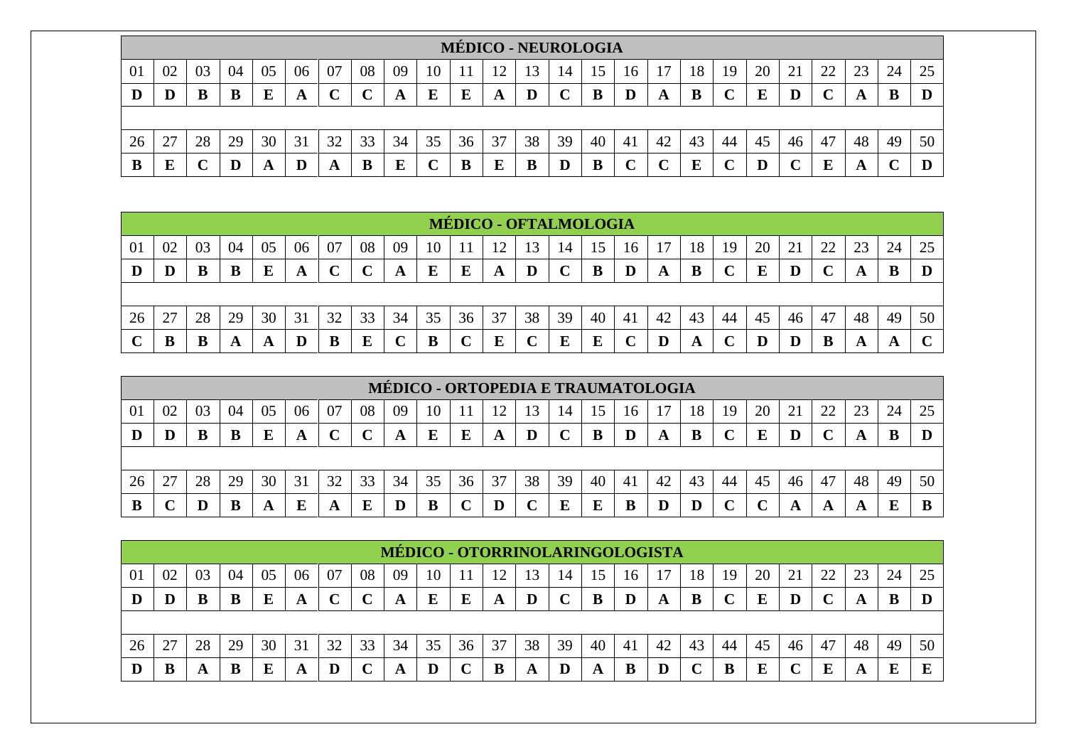| MÉDICO - NEUROLOGIA | | | | | | | | | | | | | | | | | | | | | | | | |
|---|---|---|---|---|---|---|---|---|---|---|---|---|---|---|---|---|---|---|---|---|---|---|---|---|
| 01 | 02 | 03 | 04 | 05 | 06 | 07 | 08 | 09 | 10 | 11 | 12 | 13 | 14 | 15 | 16 | 17 | 18 | 19 | 20 | 21 | 22 | 23 | 24 | 25 |
| **D** | **D** | **B** | **B** | **E** | **A** | **C** | **C** | **A** | **E** | **E** | **A** | **D** | **C** | **B** | **D** | **A** | **B** | **C** | **E** | **D** | **C** | **A** | **B** | **D** |
| 26 | 27 | 28 | 29 | 30 | 31 | 32 | 33 | 34 | 35 | 36 | 37 | 38 | 39 | 40 | 41 | 42 | 43 | 44 | 45 | 46 | 47 | 48 | 49 | 50 |
| **B** | **E** | **C** | **D** | **A** | **D** | **A** | **B** | **E** | **C** | **B** | **E** | **B** | **D** | **B** | **C** | **C** | **E** | **C** | **D** | **C** | **E** | **A** | **C** | **D** |

| MÉDICO - OFTALMOLOGIA | | | | | | | | | | | | | | | | | | | | | | | | |
|---|---|---|---|---|---|---|---|---|---|---|---|---|---|---|---|---|---|---|---|---|---|---|---|---|
| 01 | 02 | 03 | 04 | 05 | 06 | 07 | 08 | 09 | 10 | 11 | 12 | 13 | 14 | 15 | 16 | 17 | 18 | 19 | 20 | 21 | 22 | 23 | 24 | 25 |
| **D** | **D** | **B** | **B** | **E** | **A** | **C** | **C** | **A** | **E** | **E** | **A** | **D** | **C** | **B** | **D** | **A** | **B** | **C** | **E** | **D** | **C** | **A** | **B** | **D** |
| 26 | 27 | 28 | 29 | 30 | 31 | 32 | 33 | 34 | 35 | 36 | 37 | 38 | 39 | 40 | 41 | 42 | 43 | 44 | 45 | 46 | 47 | 48 | 49 | 50 |
| **C** | **B** | **B** | **A** | **A** | **D** | **B** | **E** | **C** | **B** | **C** | **E** | **C** | **E** | **E** | **C** | **D** | **A** | **C** | **D** | **D** | **B** | **A** | **A** | **C** |

| MÉDICO - ORTOPEDIA E TRAUMATOLOGIA | | | | | | | | | | | | | | | | | | | | | | | | |
|---|---|---|---|---|---|---|---|---|---|---|---|---|---|---|---|---|---|---|---|---|---|---|---|---|
| 01 | 02 | 03 | 04 | 05 | 06 | 07 | 08 | 09 | 10 | 11 | 12 | 13 | 14 | 15 | 16 | 17 | 18 | 19 | 20 | 21 | 22 | 23 | 24 | 25 |
| **D** | **D** | **B** | **B** | **E** | **A** | **C** | **C** | **A** | **E** | **E** | **A** | **D** | **C** | **B** | **D** | **A** | **B** | **C** | **E** | **D** | **C** | **A** | **B** | **D** |
| 26 | 27 | 28 | 29 | 30 | 31 | 32 | 33 | 34 | 35 | 36 | 37 | 38 | 39 | 40 | 41 | 42 | 43 | 44 | 45 | 46 | 47 | 48 | 49 | 50 |
| **B** | **C** | **D** | **B** | **A** | **E** | **A** | **E** | **D** | **B** | **C** | **D** | **C** | **E** | **E** | **B** | **D** | **D** | **C** | **C** | **A** | **A** | **A** | **E** | **B** |

| MÉDICO - OTORRINOLARINGOLOGISTA | | | | | | | | | | | | | | | | | | | | | | | | |
|---|---|---|---|---|---|---|---|---|---|---|---|---|---|---|---|---|---|---|---|---|---|---|---|---|
| 01 | 02 | 03 | 04 | 05 | 06 | 07 | 08 | 09 | 10 | 11 | 12 | 13 | 14 | 15 | 16 | 17 | 18 | 19 | 20 | 21 | 22 | 23 | 24 | 25 |
| **D** | **D** | **B** | **B** | **E** | **A** | **C** | **C** | **A** | **E** | **E** | **A** | **D** | **C** | **B** | **D** | **A** | **B** | **C** | **E** | **D** | **C** | **A** | **B** | **D** |
| 26 | 27 | 28 | 29 | 30 | 31 | 32 | 33 | 34 | 35 | 36 | 37 | 38 | 39 | 40 | 41 | 42 | 43 | 44 | 45 | 46 | 47 | 48 | 49 | 50 |
| **D** | **B** | **A** | **B** | **E** | **A** | **D** | **C** | **A** | **D** | **C** | **B** | **A** | **D** | **A** | **B** | **D** | **C** | **B** | **E** | **C** | **E** | **A** | **E** | **E** |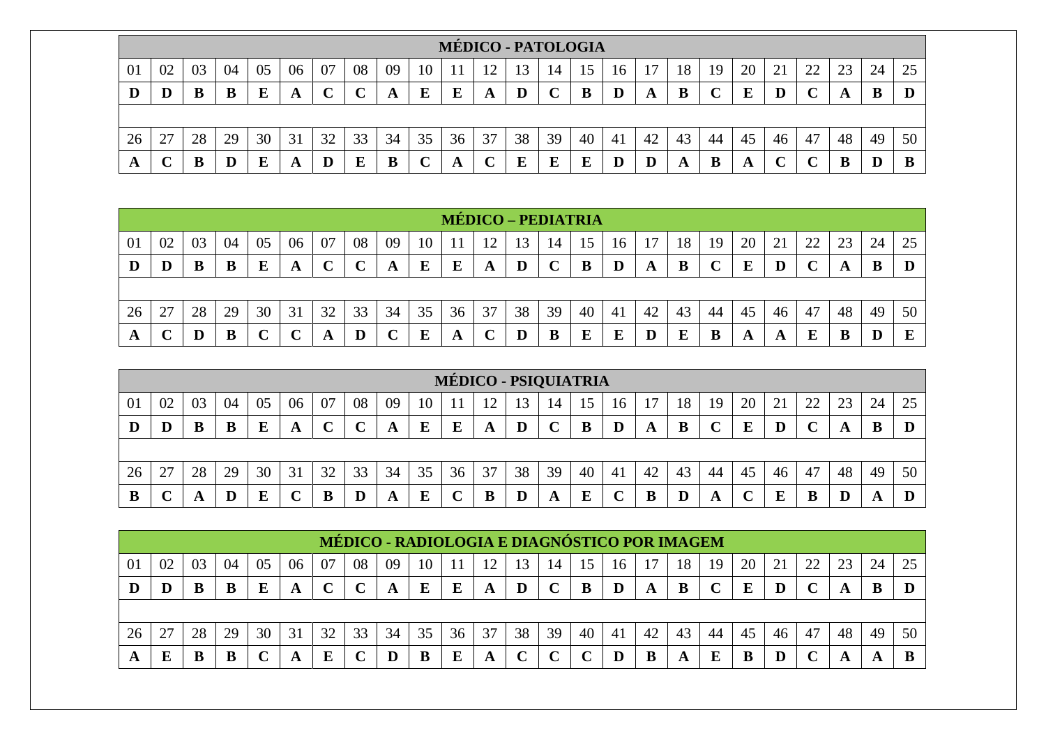## MÉDICO - PATOLOGIA

| 01 | 02 | 03 | 04 | 05 | 06 | 07 | 08 | 09 | 10 | 11 | 12 | 13 | 14 | 15 | 16 | 17 | 18 | 19 | 20 | 21 | 22 | 23 | 24 | 25 |
|---|---|---|---|---|---|---|---|---|---|---|---|---|---|---|---|---|---|---|---|---|---|---|---|---|
| **D** | **D** | **B** | **B** | **E** | **A** | **C** | **C** | **A** | **E** | **E** | **A** | **D** | **C** | **B** | **D** | **A** | **B** | **C** | **E** | **D** | **C** | **A** | **B** | **D** |
| 26 | 27 | 28 | 29 | 30 | 31 | 32 | 33 | 34 | 35 | 36 | 37 | 38 | 39 | 40 | 41 | 42 | 43 | 44 | 45 | 46 | 47 | 48 | 49 | 50 |
| **A** | **C** | **B** | **D** | **E** | **A** | **D** | **E** | **B** | **C** | **A** | **C** | **E** | **E** | **E** | **D** | **D** | **A** | **B** | **A** | **C** | **C** | **B** | **D** | **B** |

## MÉDICO – PEDIATRIA

| 01 | 02 | 03 | 04 | 05 | 06 | 07 | 08 | 09 | 10 | 11 | 12 | 13 | 14 | 15 | 16 | 17 | 18 | 19 | 20 | 21 | 22 | 23 | 24 | 25 |
|---|---|---|---|---|---|---|---|---|---|---|---|---|---|---|---|---|---|---|---|---|---|---|---|---|
| **D** | **D** | **B** | **B** | **E** | **A** | **C** | **C** | **A** | **E** | **E** | **A** | **D** | **C** | **B** | **D** | **A** | **B** | **C** | **E** | **D** | **C** | **A** | **B** | **D** |
| 26 | 27 | 28 | 29 | 30 | 31 | 32 | 33 | 34 | 35 | 36 | 37 | 38 | 39 | 40 | 41 | 42 | 43 | 44 | 45 | 46 | 47 | 48 | 49 | 50 |
| **A** | **C** | **D** | **B** | **C** | **C** | **A** | **D** | **C** | **E** | **A** | **C** | **D** | **B** | **E** | **E** | **D** | **E** | **B** | **A** | **A** | **E** | **B** | **D** | **E** |

## MÉDICO - PSIQUIATRIA

| 01 | 02 | 03 | 04 | 05 | 06 | 07 | 08 | 09 | 10 | 11 | 12 | 13 | 14 | 15 | 16 | 17 | 18 | 19 | 20 | 21 | 22 | 23 | 24 | 25 |
|---|---|---|---|---|---|---|---|---|---|---|---|---|---|---|---|---|---|---|---|---|---|---|---|---|
| **D** | **D** | **B** | **B** | **E** | **A** | **C** | **C** | **A** | **E** | **E** | **A** | **D** | **C** | **B** | **D** | **A** | **B** | **C** | **E** | **D** | **C** | **A** | **B** | **D** |
| 26 | 27 | 28 | 29 | 30 | 31 | 32 | 33 | 34 | 35 | 36 | 37 | 38 | 39 | 40 | 41 | 42 | 43 | 44 | 45 | 46 | 47 | 48 | 49 | 50 |
| **B** | **C** | **A** | **D** | **E** | **C** | **B** | **D** | **A** | **E** | **C** | **B** | **D** | **A** | **E** | **C** | **B** | **D** | **A** | **C** | **E** | **B** | **D** | **A** | **D** |

## MÉDICO - RADIOLOGIA E DIAGNÓSTICO POR IMAGEM

| 01 | 02 | 03 | 04 | 05 | 06 | 07 | 08 | 09 | 10 | 11 | 12 | 13 | 14 | 15 | 16 | 17 | 18 | 19 | 20 | 21 | 22 | 23 | 24 | 25 |
|---|---|---|---|---|---|---|---|---|---|---|---|---|---|---|---|---|---|---|---|---|---|---|---|---|
| **D** | **D** | **B** | **B** | **E** | **A** | **C** | **C** | **A** | **E** | **E** | **A** | **D** | **C** | **B** | **D** | **A** | **B** | **C** | **E** | **D** | **C** | **A** | **B** | **D** |
| 26 | 27 | 28 | 29 | 30 | 31 | 32 | 33 | 34 | 35 | 36 | 37 | 38 | 39 | 40 | 41 | 42 | 43 | 44 | 45 | 46 | 47 | 48 | 49 | 50 |
| **A** | **E** | **B** | **B** | **C** | **A** | **E** | **C** | **D** | **B** | **E** | **A** | **C** | **C** | **C** | **D** | **B** | **A** | **E** | **B** | **D** | **C** | **A** | **A** | **B** |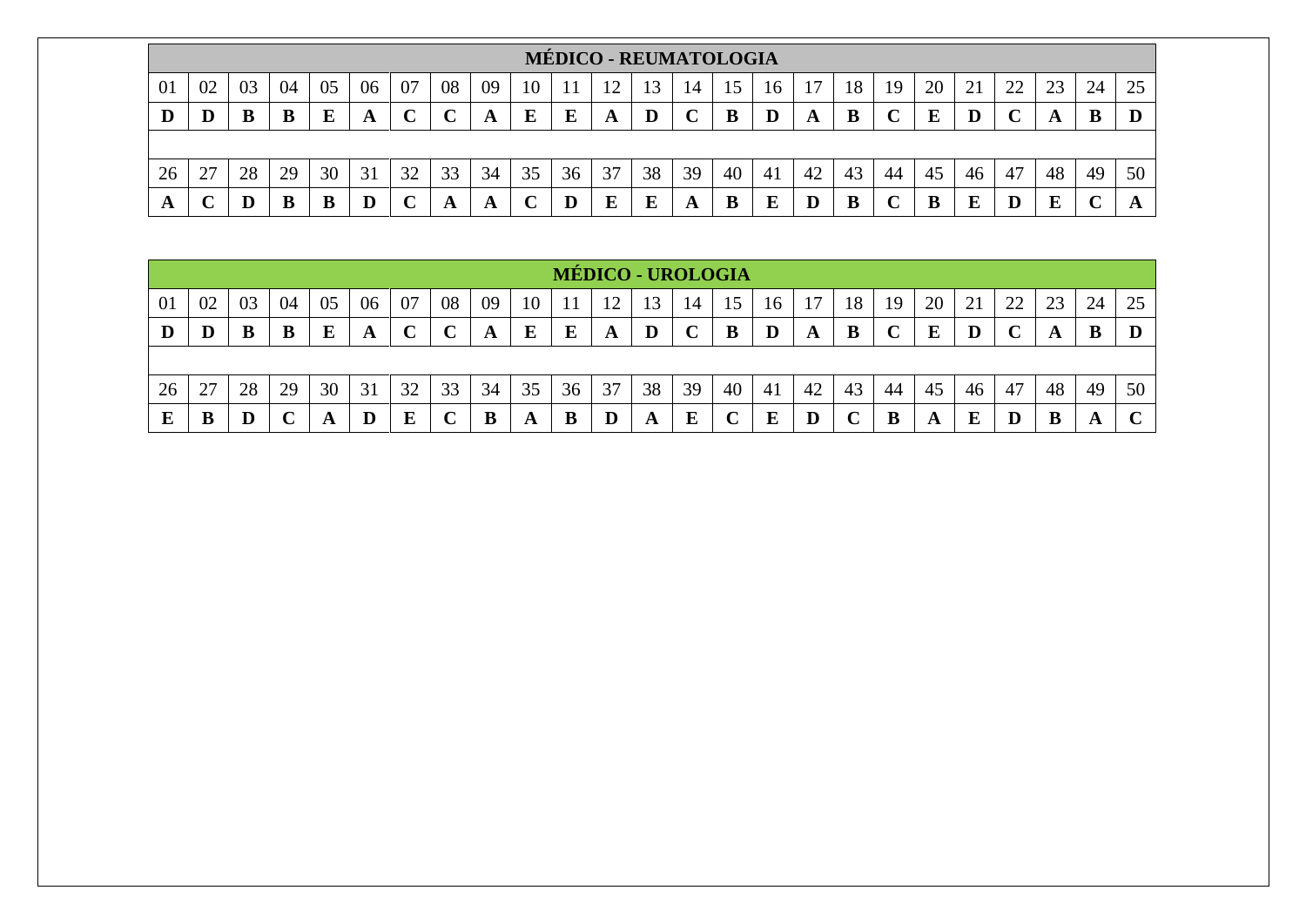## MÉDICO - REUMATOLOGIA

| 01 | 02 | 03 | 04 | 05 | 06 | 07 | 08 | 09 | 10 | 11 | 12 | 13 | 14 | 15 | 16 | 17 | 18 | 19 | 20 | 21 | 22 | 23 | 24 | 25 |
|---|---|---|---|---|---|---|---|---|---|---|---|---|---|---|---|---|---|---|---|---|---|---|---|---|
| **D** | **D** | **B** | **B** | **E** | **A** | **C** | **C** | **A** | **E** | **E** | **A** | **D** | **C** | **B** | **D** | **A** | **B** | **C** | **E** | **D** | **C** | **A** | **B** | **D** |

| 26 | 27 | 28 | 29 | 30 | 31 | 32 | 33 | 34 | 35 | 36 | 37 | 38 | 39 | 40 | 41 | 42 | 43 | 44 | 45 | 46 | 47 | 48 | 49 | 50 |
|---|---|---|---|---|---|---|---|---|---|---|---|---|---|---|---|---|---|---|---|---|---|---|---|---|
| **A** | **C** | **D** | **B** | **B** | **D** | **C** | **A** | **A** | **C** | **D** | **E** | **E** | **A** | **B** | **E** | **D** | **B** | **C** | **B** | **E** | **D** | **E** | **C** | **A** |

## MÉDICO - UROLOGIA

| 01 | 02 | 03 | 04 | 05 | 06 | 07 | 08 | 09 | 10 | 11 | 12 | 13 | 14 | 15 | 16 | 17 | 18 | 19 | 20 | 21 | 22 | 23 | 24 | 25 |
|---|---|---|---|---|---|---|---|---|---|---|---|---|---|---|---|---|---|---|---|---|---|---|---|---|
| **D** | **D** | **B** | **B** | **E** | **A** | **C** | **C** | **A** | **E** | **E** | **A** | **D** | **C** | **B** | **D** | **A** | **B** | **C** | **E** | **D** | **C** | **A** | **B** | **D** |

| 26 | 27 | 28 | 29 | 30 | 31 | 32 | 33 | 34 | 35 | 36 | 37 | 38 | 39 | 40 | 41 | 42 | 43 | 44 | 45 | 46 | 47 | 48 | 49 | 50 |
|---|---|---|---|---|---|---|---|---|---|---|---|---|---|---|---|---|---|---|---|---|---|---|---|---|
| **E** | **B** | **D** | **C** | **A** | **D** | **E** | **C** | **B** | **A** | **B** | **D** | **A** | **E** | **C** | **E** | **D** | **C** | **B** | **A** | **E** | **D** | **B** | **A** | **C** |